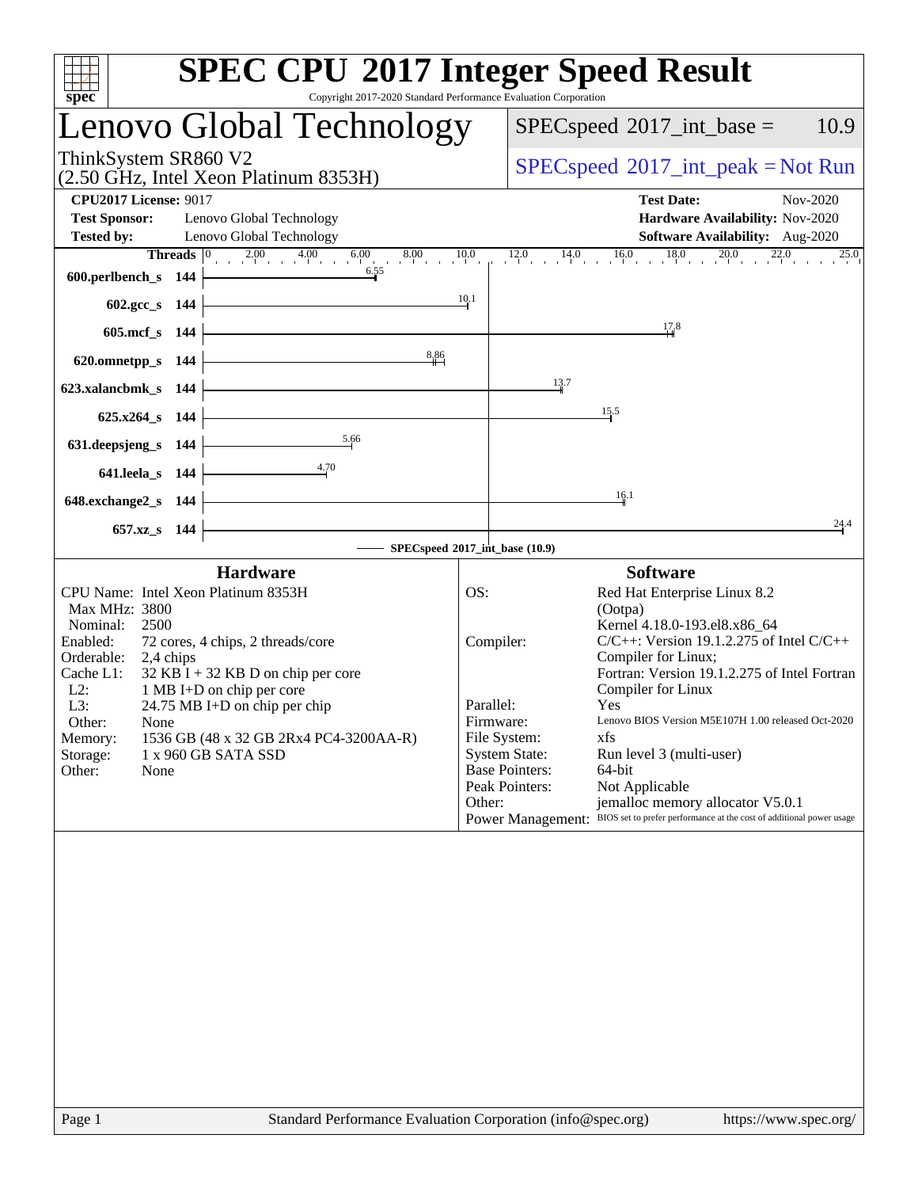# SPEC CPU 2017 Integer Speed Result

Copyright 2017-2020 Standard Performance Evaluation Corporation

## Lenovo Global Technology

ThinkSystem SR860 V2
(2.50 GHz, Intel Xeon Platinum 8353H)

SPECspeed 2017_int_base = 10.9

SPECspeed 2017_int_peak = Not Run

**CPU2017 License:** 9017
**Test Sponsor:** Lenovo Global Technology
**Tested by:** Lenovo Global Technology

**Test Date:** Nov-2020
**Hardware Availability:** Nov-2020
**Software Availability:** Aug-2020

| Benchmark | Threads | Base Ratio |
|---|---|---|
| 600.perlbench_s | 144 | 6.55 |
| 602.gcc_s | 144 | 10.1 |
| 605.mcf_s | 144 | 17.8 |
| 620.omnetpp_s | 144 | 8.86 |
| 623.xalancbmk_s | 144 | 13.7 |
| 625.x264_s | 144 | 15.5 |
| 631.deepsjeng_s | 144 | 5.66 |
| 641.leela_s | 144 | 4.70 |
| 648.exchange2_s | 144 | 16.1 |
| 657.xz_s | 144 | 24.4 |

SPECspeed 2017_int_base (10.9)

### Hardware

| | |
|---|---|
| CPU Name: | Intel Xeon Platinum 8353H |
| Max MHz: | 3800 |
| Nominal: | 2500 |
| Enabled: | 72 cores, 4 chips, 2 threads/core |
| Orderable: | 2,4 chips |
| Cache L1: | 32 KB I + 32 KB D on chip per core |
| L2: | 1 MB I+D on chip per core |
| L3: | 24.75 MB I+D on chip per chip |
| Other: | None |
| Memory: | 1536 GB (48 x 32 GB 2Rx4 PC4-3200AA-R) |
| Storage: | 1 x 960 GB SATA SSD |
| Other: | None |

### Software

| | |
|---|---|
| OS: | Red Hat Enterprise Linux 8.2 (Ootpa) Kernel 4.18.0-193.el8.x86_64 |
| Compiler: | C/C++: Version 19.1.2.275 of Intel C/C++ Compiler for Linux; Fortran: Version 19.1.2.275 of Intel Fortran Compiler for Linux |
| Parallel: | Yes |
| Firmware: | Lenovo BIOS Version M5E107H 1.00 released Oct-2020 |
| File System: | xfs |
| System State: | Run level 3 (multi-user) |
| Base Pointers: | 64-bit |
| Peak Pointers: | Not Applicable |
| Other: | jemalloc memory allocator V5.0.1 |
| Power Management: | BIOS set to prefer performance at the cost of additional power usage |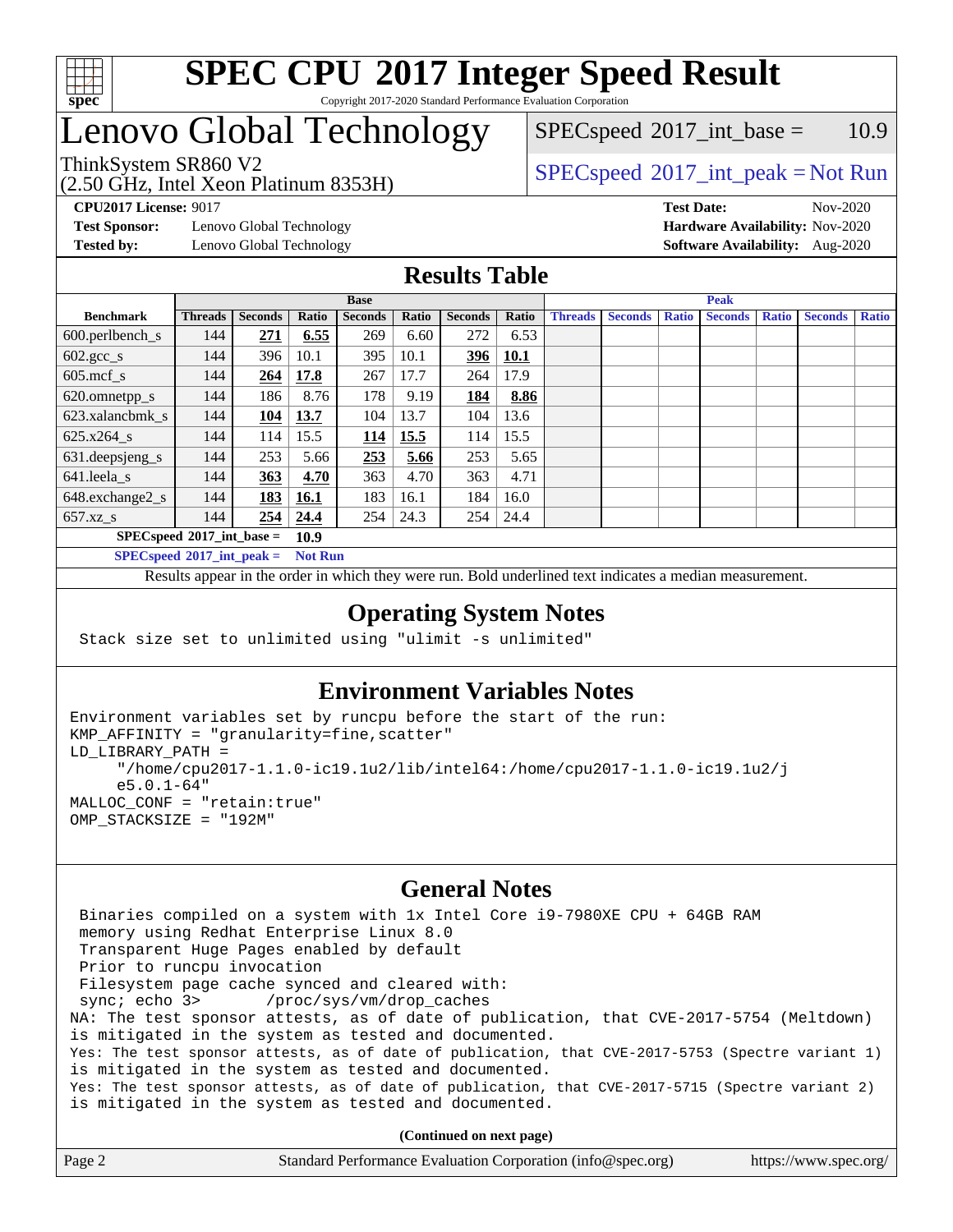# SPEC CPU 2017 Integer Speed Result

Copyright 2017-2020 Standard Performance Evaluation Corporation

# Lenovo Global Technology

ThinkSystem SR860 V2
(2.50 GHz, Intel Xeon Platinum 8353H)

SPECspeed 2017_int_base = 10.9

SPECspeed 2017_int_peak = Not Run

**CPU2017 License:** 9017
**Test Sponsor:** Lenovo Global Technology
**Tested by:** Lenovo Global Technology

**Test Date:** Nov-2020
**Hardware Availability:** Nov-2020
**Software Availability:** Aug-2020

## Results Table

| Benchmark | Base | | | | | | | Peak | | | | | | |
|---|---|---|---|---|---|---|---|---|---|---|---|---|---|---|
| | Threads | Seconds | Ratio | Seconds | Ratio | Seconds | Ratio | Threads | Seconds | Ratio | Seconds | Ratio | Seconds | Ratio |
| 600.perlbench_s | 144 | **271** | **6.55** | 269 | 6.60 | 272 | 6.53 | | | | | | | |
| 602.gcc_s | 144 | 396 | 10.1 | 395 | 10.1 | **396** | **10.1** | | | | | | | |
| 605.mcf_s | 144 | **264** | **17.8** | 267 | 17.7 | 264 | 17.9 | | | | | | | |
| 620.omnetpp_s | 144 | 186 | 8.76 | 178 | 9.19 | **184** | **8.86** | | | | | | | |
| 623.xalancbmk_s | 144 | **104** | **13.7** | 104 | 13.7 | 104 | 13.6 | | | | | | | |
| 625.x264_s | 144 | 114 | 15.5 | **114** | **15.5** | 114 | 15.5 | | | | | | | |
| 631.deepsjeng_s | 144 | 253 | 5.66 | **253** | **5.66** | 253 | 5.65 | | | | | | | |
| 641.leela_s | 144 | **363** | **4.70** | 363 | 4.70 | 363 | 4.71 | | | | | | | |
| 648.exchange2_s | 144 | **183** | **16.1** | 183 | 16.1 | 184 | 16.0 | | | | | | | |
| 657.xz_s | 144 | **254** | **24.4** | 254 | 24.3 | 254 | 24.4 | | | | | | | |

**SPECspeed 2017_int_base = 10.9**

**SPECspeed 2017_int_peak = Not Run**

Results appear in the order in which they were run. Bold underlined text indicates a median measurement.

## Operating System Notes

```
Stack size set to unlimited using "ulimit -s unlimited"
```

## Environment Variables Notes

```
Environment variables set by runcpu before the start of the run:
KMP_AFFINITY = "granularity=fine,scatter"
LD_LIBRARY_PATH =
     "/home/cpu2017-1.1.0-ic19.1u2/lib/intel64:/home/cpu2017-1.1.0-ic19.1u2/j
     e5.0.1-64"
MALLOC_CONF = "retain:true"
OMP_STACKSIZE = "192M"
```

## General Notes

```
 Binaries compiled on a system with 1x Intel Core i9-7980XE CPU + 64GB RAM
 memory using Redhat Enterprise Linux 8.0
 Transparent Huge Pages enabled by default
 Prior to runcpu invocation
 Filesystem page cache synced and cleared with:
 sync; echo 3>       /proc/sys/vm/drop_caches
NA: The test sponsor attests, as of date of publication, that CVE-2017-5754 (Meltdown)
is mitigated in the system as tested and documented.
Yes: The test sponsor attests, as of date of publication, that CVE-2017-5753 (Spectre variant 1)
is mitigated in the system as tested and documented.
Yes: The test sponsor attests, as of date of publication, that CVE-2017-5715 (Spectre variant 2)
is mitigated in the system as tested and documented.
```

**(Continued on next page)**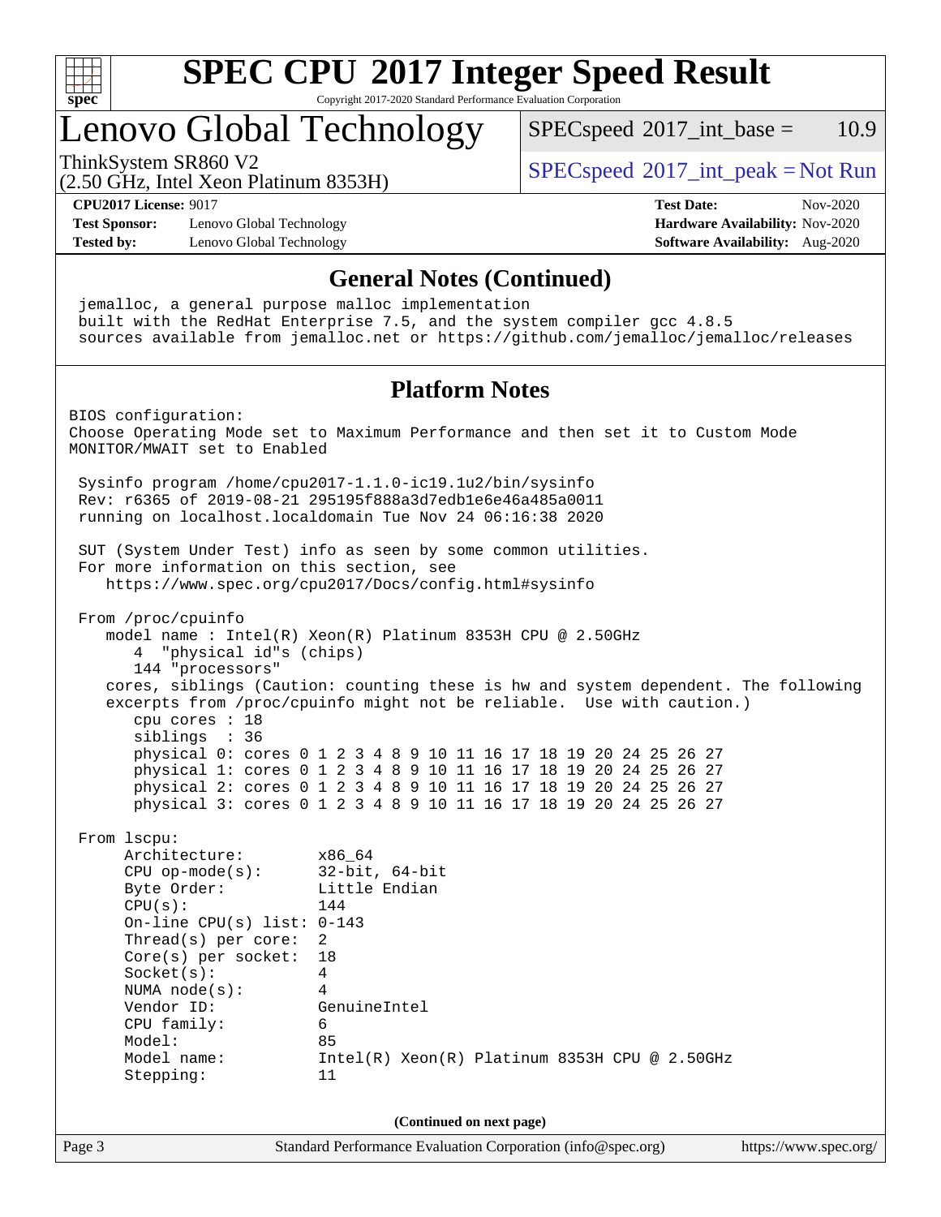# SPEC CPU 2017 Integer Speed Result

Copyright 2017-2020 Standard Performance Evaluation Corporation

# Lenovo Global Technology

ThinkSystem SR860 V2
(2.50 GHz, Intel Xeon Platinum 8353H)

SPECspeed 2017_int_base = 10.9

SPECspeed 2017_int_peak = Not Run

**CPU2017 License:** 9017
**Test Sponsor:** Lenovo Global Technology
**Tested by:** Lenovo Global Technology

**Test Date:** Nov-2020
**Hardware Availability:** Nov-2020
**Software Availability:** Aug-2020

## General Notes (Continued)

```
jemalloc, a general purpose malloc implementation
built with the RedHat Enterprise 7.5, and the system compiler gcc 4.8.5
sources available from jemalloc.net or https://github.com/jemalloc/jemalloc/releases
```

## Platform Notes

```
BIOS configuration:
Choose Operating Mode set to Maximum Performance and then set it to Custom Mode
MONITOR/MWAIT set to Enabled

 Sysinfo program /home/cpu2017-1.1.0-ic19.1u2/bin/sysinfo
 Rev: r6365 of 2019-08-21 295195f888a3d7edb1e6e46a485a0011
 running on localhost.localdomain Tue Nov 24 06:16:38 2020

 SUT (System Under Test) info as seen by some common utilities.
 For more information on this section, see
    https://www.spec.org/cpu2017/Docs/config.html#sysinfo

 From /proc/cpuinfo
    model name : Intel(R) Xeon(R) Platinum 8353H CPU @ 2.50GHz
       4  "physical id"s (chips)
       144 "processors"
    cores, siblings (Caution: counting these is hw and system dependent. The following
    excerpts from /proc/cpuinfo might not be reliable.  Use with caution.)
       cpu cores : 18
       siblings  : 36
       physical 0: cores 0 1 2 3 4 8 9 10 11 16 17 18 19 20 24 25 26 27
       physical 1: cores 0 1 2 3 4 8 9 10 11 16 17 18 19 20 24 25 26 27
       physical 2: cores 0 1 2 3 4 8 9 10 11 16 17 18 19 20 24 25 26 27
       physical 3: cores 0 1 2 3 4 8 9 10 11 16 17 18 19 20 24 25 26 27

 From lscpu:
      Architecture:        x86_64
      CPU op-mode(s):      32-bit, 64-bit
      Byte Order:          Little Endian
      CPU(s):              144
      On-line CPU(s) list: 0-143
      Thread(s) per core:  2
      Core(s) per socket:  18
      Socket(s):           4
      NUMA node(s):        4
      Vendor ID:           GenuineIntel
      CPU family:          6
      Model:               85
      Model name:          Intel(R) Xeon(R) Platinum 8353H CPU @ 2.50GHz
      Stepping:            11
```

(Continued on next page)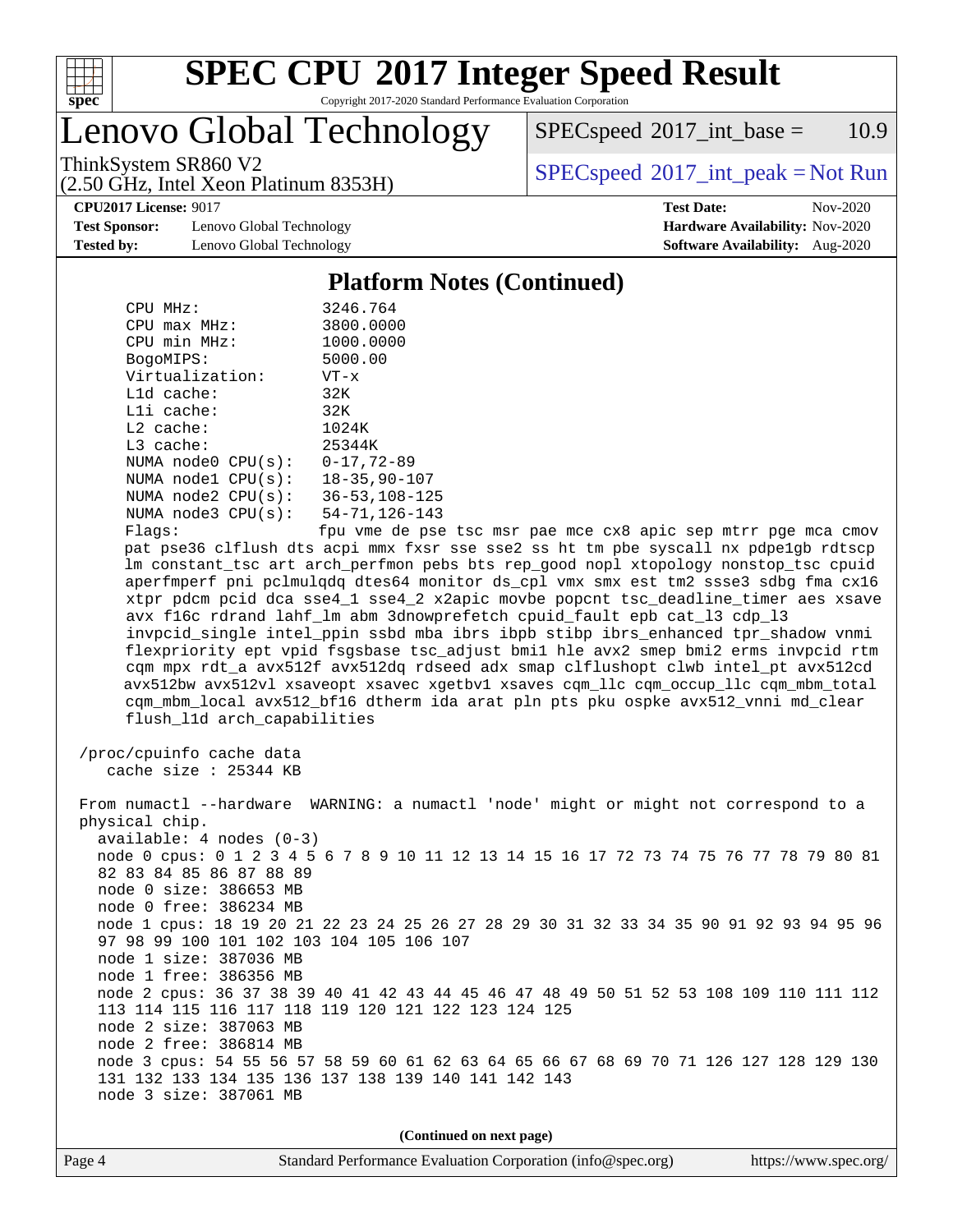# SPEC CPU 2017 Integer Speed Result

Copyright 2017-2020 Standard Performance Evaluation Corporation

## Lenovo Global Technology

ThinkSystem SR860 V2
(2.50 GHz, Intel Xeon Platinum 8353H)

SPECspeed 2017_int_base = 10.9

SPECspeed 2017_int_peak = Not Run

**CPU2017 License:** 9017
**Test Sponsor:** Lenovo Global Technology
**Tested by:** Lenovo Global Technology

**Test Date:** Nov-2020
**Hardware Availability:** Nov-2020
**Software Availability:** Aug-2020

### Platform Notes (Continued)

```
    CPU MHz:                3246.764
    CPU max MHz:            3800.0000
    CPU min MHz:            1000.0000
    BogoMIPS:               5000.00
    Virtualization:         VT-x
    L1d cache:              32K
    L1i cache:              32K
    L2 cache:               1024K
    L3 cache:               25344K
    NUMA node0 CPU(s):      0-17,72-89
    NUMA node1 CPU(s):      18-35,90-107
    NUMA node2 CPU(s):      36-53,108-125
    NUMA node3 CPU(s):      54-71,126-143
    Flags:                  fpu vme de pse tsc msr pae mce cx8 apic sep mtrr pge mca cmov
    pat pse36 clflush dts acpi mmx fxsr sse sse2 ss ht tm pbe syscall nx pdpe1gb rdtscp
    lm constant_tsc art arch_perfmon pebs bts rep_good nopl xtopology nonstop_tsc cpuid
    aperfmperf pni pclmulqdq dtes64 monitor ds_cpl vmx smx est tm2 ssse3 sdbg fma cx16
    xtpr pdcm pcid dca sse4_1 sse4_2 x2apic movbe popcnt tsc_deadline_timer aes xsave
    avx f16c rdrand lahf_lm abm 3dnowprefetch cpuid_fault epb cat_l3 cdp_l3
    invpcid_single intel_ppin ssbd mba ibrs ibpb stibp ibrs_enhanced tpr_shadow vnmi
    flexpriority ept vpid fsgsbase tsc_adjust bmi1 hle avx2 smep bmi2 erms invpcid rtm
    cqm mpx rdt_a avx512f avx512dq rdseed adx smap clflushopt clwb intel_pt avx512cd
    avx512bw avx512vl xsaveopt xsavec xgetbv1 xsaves cqm_llc cqm_occup_llc cqm_mbm_total
    cqm_mbm_local avx512_bf16 dtherm ida arat pln pts pku ospke avx512_vnni md_clear
    flush_l1d arch_capabilities

 /proc/cpuinfo cache data
    cache size : 25344 KB

 From numactl --hardware  WARNING: a numactl 'node' might or might not correspond to a
 physical chip.
   available: 4 nodes (0-3)
   node 0 cpus: 0 1 2 3 4 5 6 7 8 9 10 11 12 13 14 15 16 17 72 73 74 75 76 77 78 79 80 81
   82 83 84 85 86 87 88 89
   node 0 size: 386653 MB
   node 0 free: 386234 MB
   node 1 cpus: 18 19 20 21 22 23 24 25 26 27 28 29 30 31 32 33 34 35 90 91 92 93 94 95 96
   97 98 99 100 101 102 103 104 105 106 107
   node 1 size: 387036 MB
   node 1 free: 386356 MB
   node 2 cpus: 36 37 38 39 40 41 42 43 44 45 46 47 48 49 50 51 52 53 108 109 110 111 112
   113 114 115 116 117 118 119 120 121 122 123 124 125
   node 2 size: 387063 MB
   node 2 free: 386814 MB
   node 3 cpus: 54 55 56 57 58 59 60 61 62 63 64 65 66 67 68 69 70 71 126 127 128 129 130
   131 132 133 134 135 136 137 138 139 140 141 142 143
   node 3 size: 387061 MB
```

**(Continued on next page)**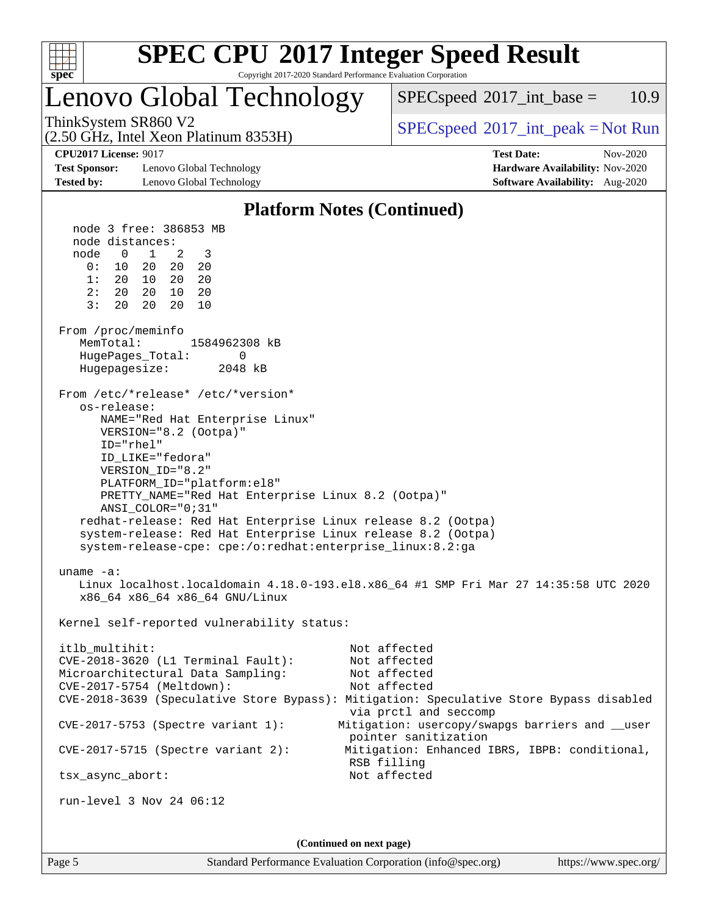# SPEC CPU 2017 Integer Speed Result

Copyright 2017-2020 Standard Performance Evaluation Corporation

## Lenovo Global Technology

ThinkSystem SR860 V2
(2.50 GHz, Intel Xeon Platinum 8353H)

SPECspeed 2017_int_base = 10.9

SPECspeed 2017_int_peak = Not Run

**CPU2017 License:** 9017
**Test Sponsor:** Lenovo Global Technology
**Tested by:** Lenovo Global Technology

**Test Date:** Nov-2020
**Hardware Availability:** Nov-2020
**Software Availability:** Aug-2020

### Platform Notes (Continued)

```
   node 3 free: 386853 MB
   node distances:
   node   0   1   2   3
     0:  10  20  20  20
     1:  20  10  20  20
     2:  20  20  10  20
     3:  20  20  20  10

 From /proc/meminfo
    MemTotal:       1584962308 kB
    HugePages_Total:       0
    Hugepagesize:       2048 kB

 From /etc/*release* /etc/*version*
    os-release:
       NAME="Red Hat Enterprise Linux"
       VERSION="8.2 (Ootpa)"
       ID="rhel"
       ID_LIKE="fedora"
       VERSION_ID="8.2"
       PLATFORM_ID="platform:el8"
       PRETTY_NAME="Red Hat Enterprise Linux 8.2 (Ootpa)"
       ANSI_COLOR="0;31"
    redhat-release: Red Hat Enterprise Linux release 8.2 (Ootpa)
    system-release: Red Hat Enterprise Linux release 8.2 (Ootpa)
    system-release-cpe: cpe:/o:redhat:enterprise_linux:8.2:ga

 uname -a:
    Linux localhost.localdomain 4.18.0-193.el8.x86_64 #1 SMP Fri Mar 27 14:35:58 UTC 2020
    x86_64 x86_64 x86_64 GNU/Linux

 Kernel self-reported vulnerability status:

 itlb_multihit:                                         Not affected
 CVE-2018-3620 (L1 Terminal Fault):                     Not affected
 Microarchitectural Data Sampling:                      Not affected
 CVE-2017-5754 (Meltdown):                              Not affected
 CVE-2018-3639 (Speculative Store Bypass): Mitigation: Speculative Store Bypass disabled
                                                        via prctl and seccomp
 CVE-2017-5753 (Spectre variant 1):                   Mitigation: usercopy/swapgs barriers and __user
                                                        pointer sanitization
 CVE-2017-5715 (Spectre variant 2):                    Mitigation: Enhanced IBRS, IBPB: conditional,
                                                        RSB filling
 tsx_async_abort:                                       Not affected

 run-level 3 Nov 24 06:12
```

(Continued on next page)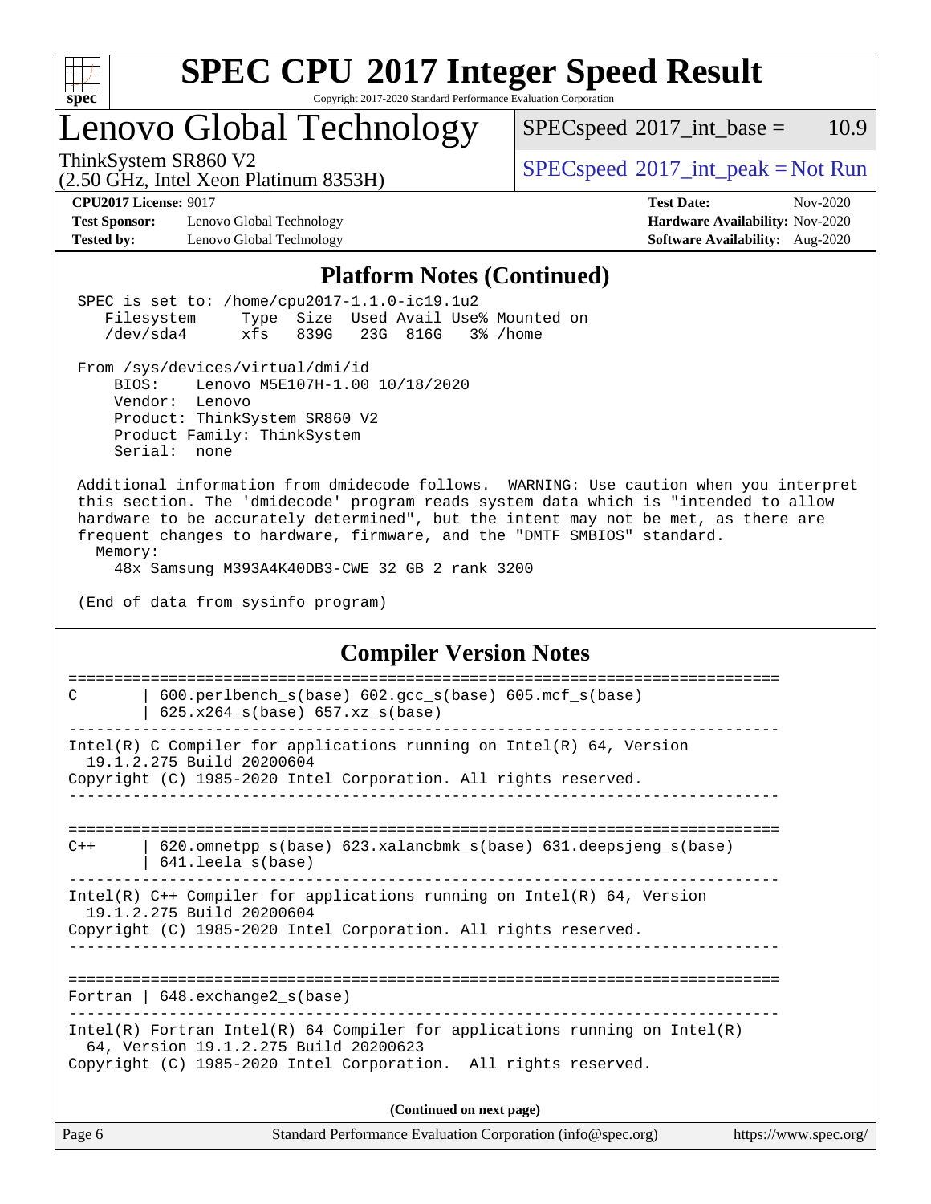# SPEC CPU 2017 Integer Speed Result

Copyright 2017-2020 Standard Performance Evaluation Corporation

## Lenovo Global Technology

ThinkSystem SR860 V2
(2.50 GHz, Intel Xeon Platinum 8353H)

SPECspeed 2017_int_base = 10.9

SPECspeed 2017_int_peak = Not Run

**CPU2017 License:** 9017
**Test Sponsor:** Lenovo Global Technology
**Tested by:** Lenovo Global Technology

**Test Date:** Nov-2020
**Hardware Availability:** Nov-2020
**Software Availability:** Aug-2020

## Platform Notes (Continued)

```
SPEC is set to: /home/cpu2017-1.1.0-ic19.1u2
   Filesystem     Type  Size  Used Avail Use% Mounted on
   /dev/sda4      xfs   839G   23G  816G   3% /home

From /sys/devices/virtual/dmi/id
    BIOS:    Lenovo M5E107H-1.00 10/18/2020
    Vendor:  Lenovo
    Product: ThinkSystem SR860 V2
    Product Family: ThinkSystem
    Serial:  none

Additional information from dmidecode follows.  WARNING: Use caution when you interpret
this section. The 'dmidecode' program reads system data which is "intended to allow
hardware to be accurately determined", but the intent may not be met, as there are
frequent changes to hardware, firmware, and the "DMTF SMBIOS" standard.
  Memory:
    48x Samsung M393A4K40DB3-CWE 32 GB 2 rank 3200

(End of data from sysinfo program)
```

## Compiler Version Notes

```
==============================================================================
C       | 600.perlbench_s(base) 602.gcc_s(base) 605.mcf_s(base)
        | 625.x264_s(base) 657.xz_s(base)
------------------------------------------------------------------------------
Intel(R) C Compiler for applications running on Intel(R) 64, Version
  19.1.2.275 Build 20200604
Copyright (C) 1985-2020 Intel Corporation. All rights reserved.
------------------------------------------------------------------------------

==============================================================================
C++     | 620.omnetpp_s(base) 623.xalancbmk_s(base) 631.deepsjeng_s(base)
        | 641.leela_s(base)
------------------------------------------------------------------------------
Intel(R) C++ Compiler for applications running on Intel(R) 64, Version
  19.1.2.275 Build 20200604
Copyright (C) 1985-2020 Intel Corporation. All rights reserved.
------------------------------------------------------------------------------

==============================================================================
Fortran | 648.exchange2_s(base)
------------------------------------------------------------------------------
Intel(R) Fortran Intel(R) 64 Compiler for applications running on Intel(R)
  64, Version 19.1.2.275 Build 20200623
Copyright (C) 1985-2020 Intel Corporation.  All rights reserved.
```

**(Continued on next page)**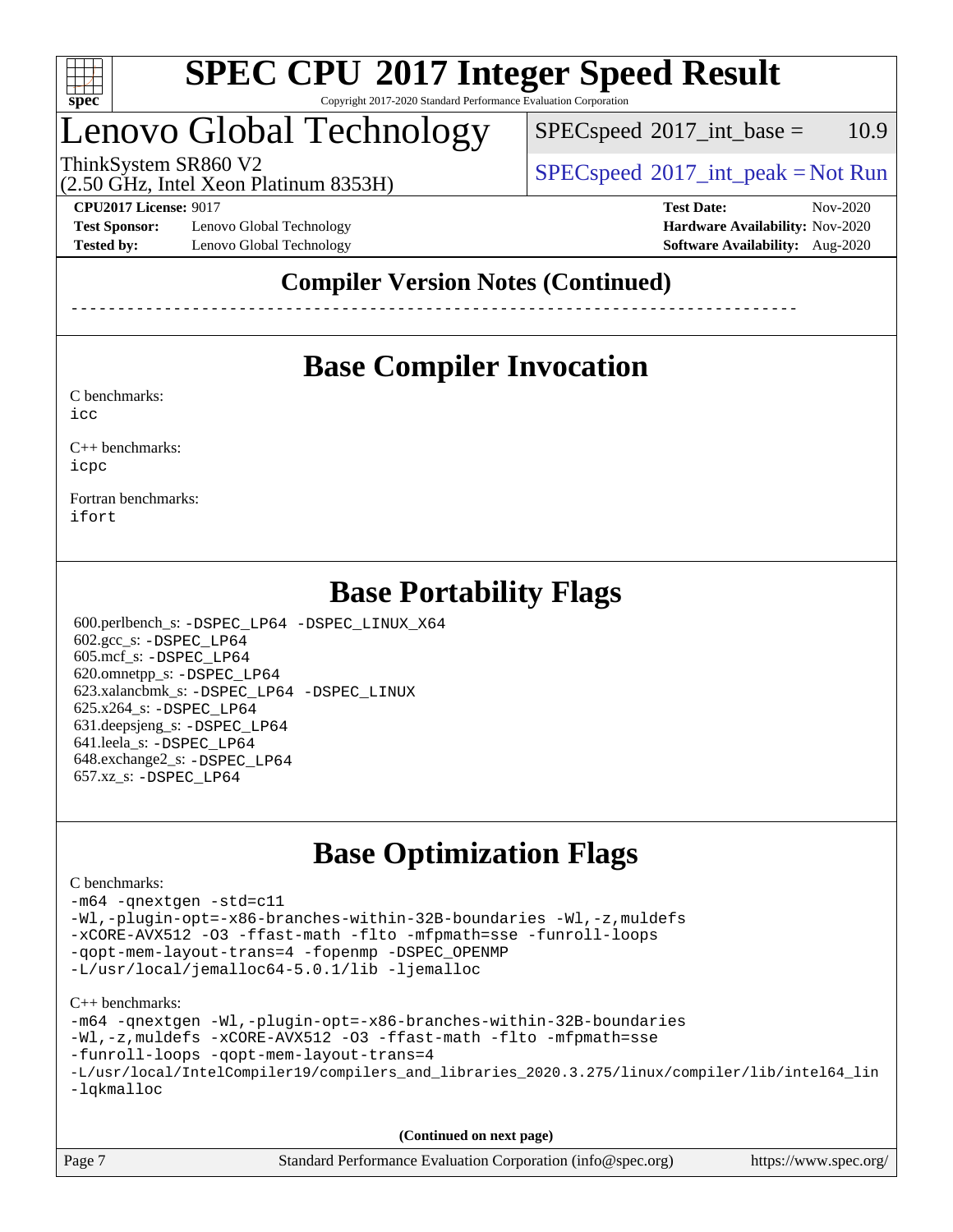# Lenovo Global Technology

ThinkSystem SR860 V2
(2.50 GHz, Intel Xeon Platinum 8353H)

SPECspeed 2017_int_base = 10.9

SPECspeed 2017_int_peak = Not Run

**CPU2017 License:** 9017
**Test Sponsor:** Lenovo Global Technology
**Tested by:** Lenovo Global Technology

**Test Date:** Nov-2020
**Hardware Availability:** Nov-2020
**Software Availability:** Aug-2020

## Compiler Version Notes (Continued)

```
------------------------------------------------------------------------------
```

## Base Compiler Invocation

C benchmarks:
```
icc
```

C++ benchmarks:
```
icpc
```

Fortran benchmarks:
```
ifort
```

## Base Portability Flags

600.perlbench_s: `-DSPEC_LP64 -DSPEC_LINUX_X64`
602.gcc_s: `-DSPEC_LP64`
605.mcf_s: `-DSPEC_LP64`
620.omnetpp_s: `-DSPEC_LP64`
623.xalancbmk_s: `-DSPEC_LP64 -DSPEC_LINUX`
625.x264_s: `-DSPEC_LP64`
631.deepsjeng_s: `-DSPEC_LP64`
641.leela_s: `-DSPEC_LP64`
648.exchange2_s: `-DSPEC_LP64`
657.xz_s: `-DSPEC_LP64`

## Base Optimization Flags

C benchmarks:
```
-m64 -qnextgen -std=c11
-Wl,-plugin-opt=-x86-branches-within-32B-boundaries -Wl,-z,muldefs
-xCORE-AVX512 -O3 -ffast-math -flto -mfpmath=sse -funroll-loops
-qopt-mem-layout-trans=4 -fopenmp -DSPEC_OPENMP
-L/usr/local/jemalloc64-5.0.1/lib -ljemalloc
```

C++ benchmarks:
```
-m64 -qnextgen -Wl,-plugin-opt=-x86-branches-within-32B-boundaries
-Wl,-z,muldefs -xCORE-AVX512 -O3 -ffast-math -flto -mfpmath=sse
-funroll-loops -qopt-mem-layout-trans=4
-L/usr/local/IntelCompiler19/compilers_and_libraries_2020.3.275/linux/compiler/lib/intel64_lin
-lqkmalloc
```

**(Continued on next page)**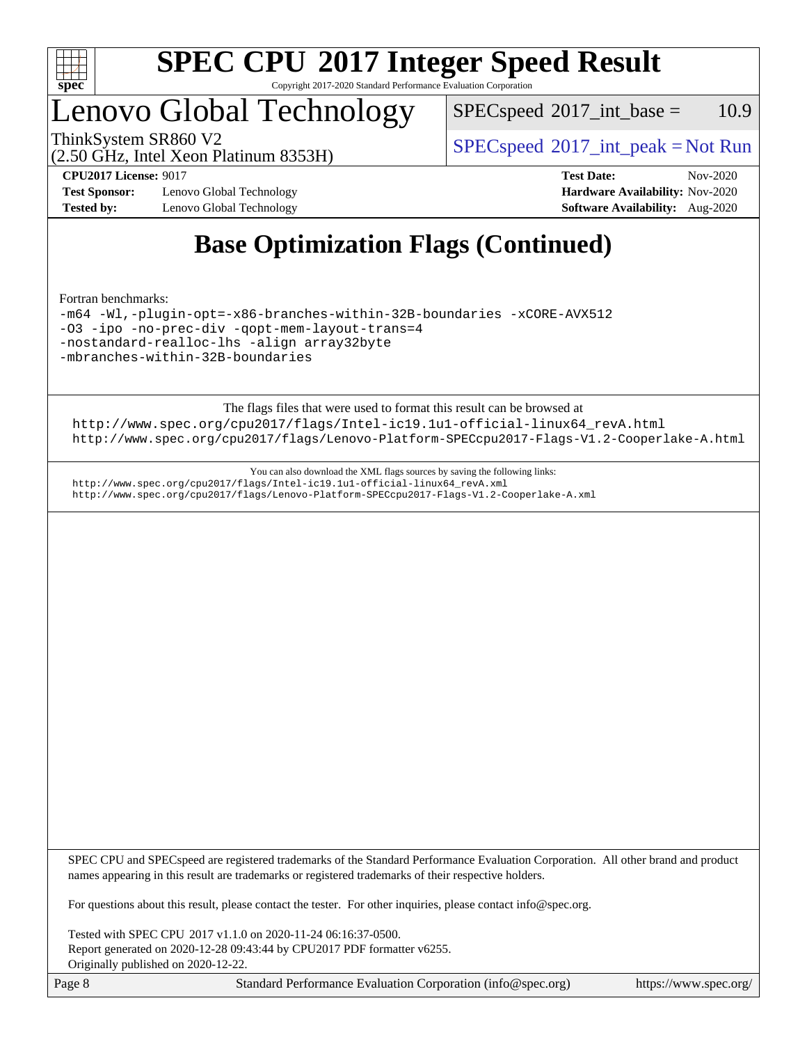# SPEC CPU 2017 Integer Speed Result

Copyright 2017-2020 Standard Performance Evaluation Corporation

# Lenovo Global Technology

ThinkSystem SR860 V2
(2.50 GHz, Intel Xeon Platinum 8353H)

SPECspeed 2017_int_base = 10.9

SPECspeed 2017_int_peak = Not Run

**CPU2017 License:** 9017
**Test Sponsor:** Lenovo Global Technology
**Tested by:** Lenovo Global Technology

**Test Date:** Nov-2020
**Hardware Availability:** Nov-2020
**Software Availability:** Aug-2020

## Base Optimization Flags (Continued)

Fortran benchmarks:

```
-m64 -Wl,-plugin-opt=-x86-branches-within-32B-boundaries -xCORE-AVX512
-O3 -ipo -no-prec-div -qopt-mem-layout-trans=4
-nostandard-realloc-lhs -align array32byte
-mbranches-within-32B-boundaries
```

The flags files that were used to format this result can be browsed at
http://www.spec.org/cpu2017/flags/Intel-ic19.1u1-official-linux64_revA.html
http://www.spec.org/cpu2017/flags/Lenovo-Platform-SPECcpu2017-Flags-V1.2-Cooperlake-A.html

You can also download the XML flags sources by saving the following links:
http://www.spec.org/cpu2017/flags/Intel-ic19.1u1-official-linux64_revA.xml
http://www.spec.org/cpu2017/flags/Lenovo-Platform-SPECcpu2017-Flags-V1.2-Cooperlake-A.xml

SPEC CPU and SPECspeed are registered trademarks of the Standard Performance Evaluation Corporation. All other brand and product names appearing in this result are trademarks or registered trademarks of their respective holders.

For questions about this result, please contact the tester. For other inquiries, please contact info@spec.org.

Tested with SPEC CPU 2017 v1.1.0 on 2020-11-24 06:16:37-0500.
Report generated on 2020-12-28 09:43:44 by CPU2017 PDF formatter v6255.
Originally published on 2020-12-22.